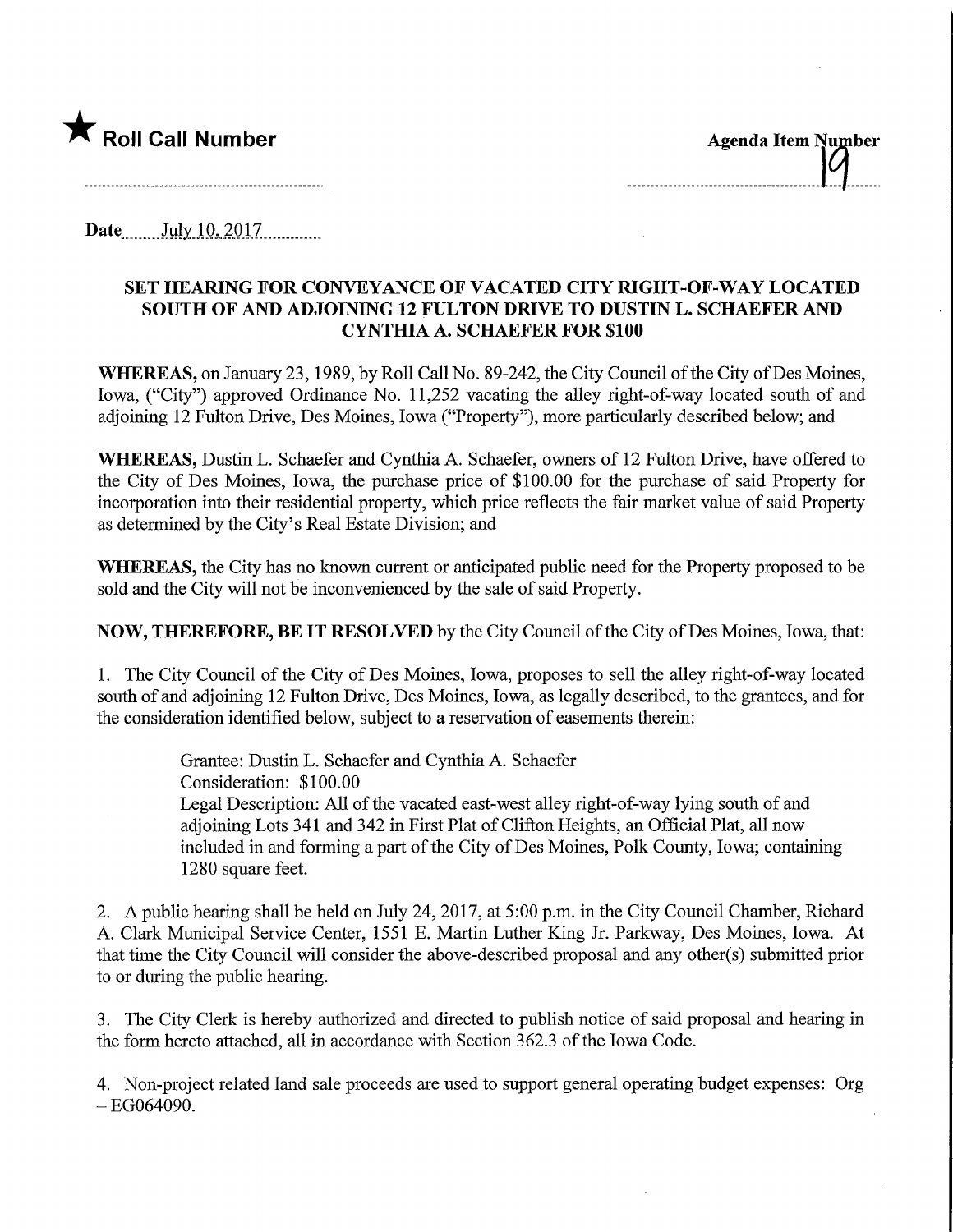★ **Roll Call Number**

**Agenda Item Number** 19

**Date** July 10, 2017

**SET HEARING FOR CONVEYANCE OF VACATED CITY RIGHT-OF-WAY LOCATED SOUTH OF AND ADJOINING 12 FULTON DRIVE TO DUSTIN L. SCHAEFER AND CYNTHIA A. SCHAEFER FOR $100**

**WHEREAS,** on January 23, 1989, by Roll Call No. 89-242, the City Council of the City of Des Moines, Iowa, ("City") approved Ordinance No. 11,252 vacating the alley right-of-way located south of and adjoining 12 Fulton Drive, Des Moines, Iowa ("Property"), more particularly described below; and

**WHEREAS,** Dustin L. Schaefer and Cynthia A. Schaefer, owners of 12 Fulton Drive, have offered to the City of Des Moines, Iowa, the purchase price of $100.00 for the purchase of said Property for incorporation into their residential property, which price reflects the fair market value of said Property as determined by the City's Real Estate Division; and

**WHEREAS,** the City has no known current or anticipated public need for the Property proposed to be sold and the City will not be inconvenienced by the sale of said Property.

**NOW, THEREFORE, BE IT RESOLVED** by the City Council of the City of Des Moines, Iowa, that:

1. The City Council of the City of Des Moines, Iowa, proposes to sell the alley right-of-way located south of and adjoining 12 Fulton Drive, Des Moines, Iowa, as legally described, to the grantees, and for the consideration identified below, subject to a reservation of easements therein:

   Grantee: Dustin L. Schaefer and Cynthia A. Schaefer
   Consideration: $100.00
   Legal Description: All of the vacated east-west alley right-of-way lying south of and adjoining Lots 341 and 342 in First Plat of Clifton Heights, an Official Plat, all now included in and forming a part of the City of Des Moines, Polk County, Iowa; containing 1280 square feet.

2. A public hearing shall be held on July 24, 2017, at 5:00 p.m. in the City Council Chamber, Richard A. Clark Municipal Service Center, 1551 E. Martin Luther King Jr. Parkway, Des Moines, Iowa. At that time the City Council will consider the above-described proposal and any other(s) submitted prior to or during the public hearing.

3. The City Clerk is hereby authorized and directed to publish notice of said proposal and hearing in the form hereto attached, all in accordance with Section 362.3 of the Iowa Code.

4. Non-project related land sale proceeds are used to support general operating budget expenses: Org – EG064090.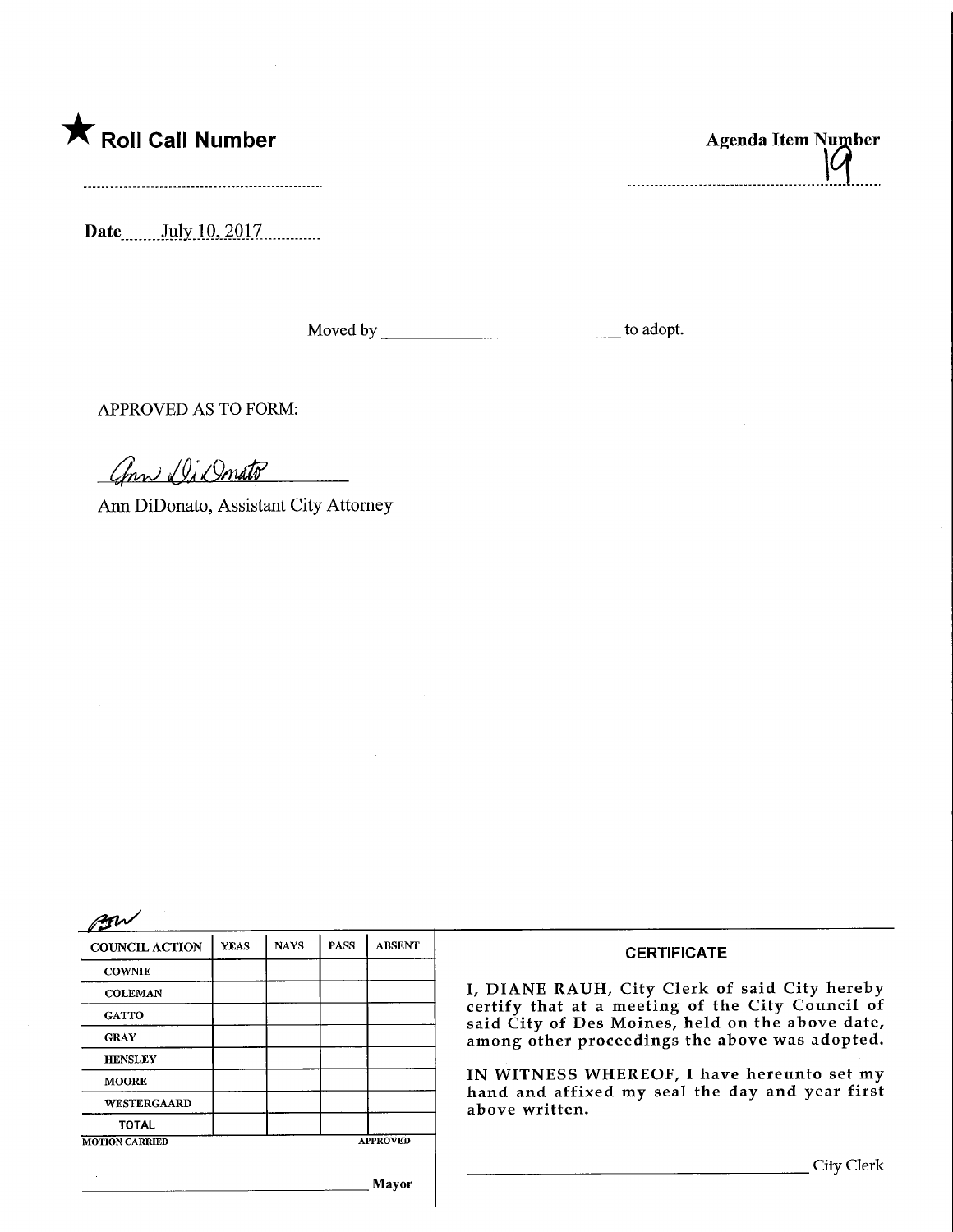★ **Roll Call Number**

..............................................................

**Agenda Item Number**

19

**Date** July 10, 2017

Moved by ____________________________ to adopt.

APPROVED AS TO FORM:

*Ann DiDonato*

Ann DiDonato, Assistant City Attorney

| COUNCIL ACTION | YEAS | NAYS | PASS | ABSENT |
|---|---|---|---|---|
| COWNIE | | | | |
| COLEMAN | | | | |
| GATTO | | | | |
| GRAY | | | | |
| HENSLEY | | | | |
| MOORE | | | | |
| WESTERGAARD | | | | |
| TOTAL | | | | |

MOTION CARRIED APPROVED

______________________________ Mayor

**CERTIFICATE**

I, DIANE RAUH, City Clerk of said City hereby certify that at a meeting of the City Council of said City of Des Moines, held on the above date, among other proceedings the above was adopted.

IN WITNESS WHEREOF, I have hereunto set my hand and affixed my seal the day and year first above written.

______________________________ City Clerk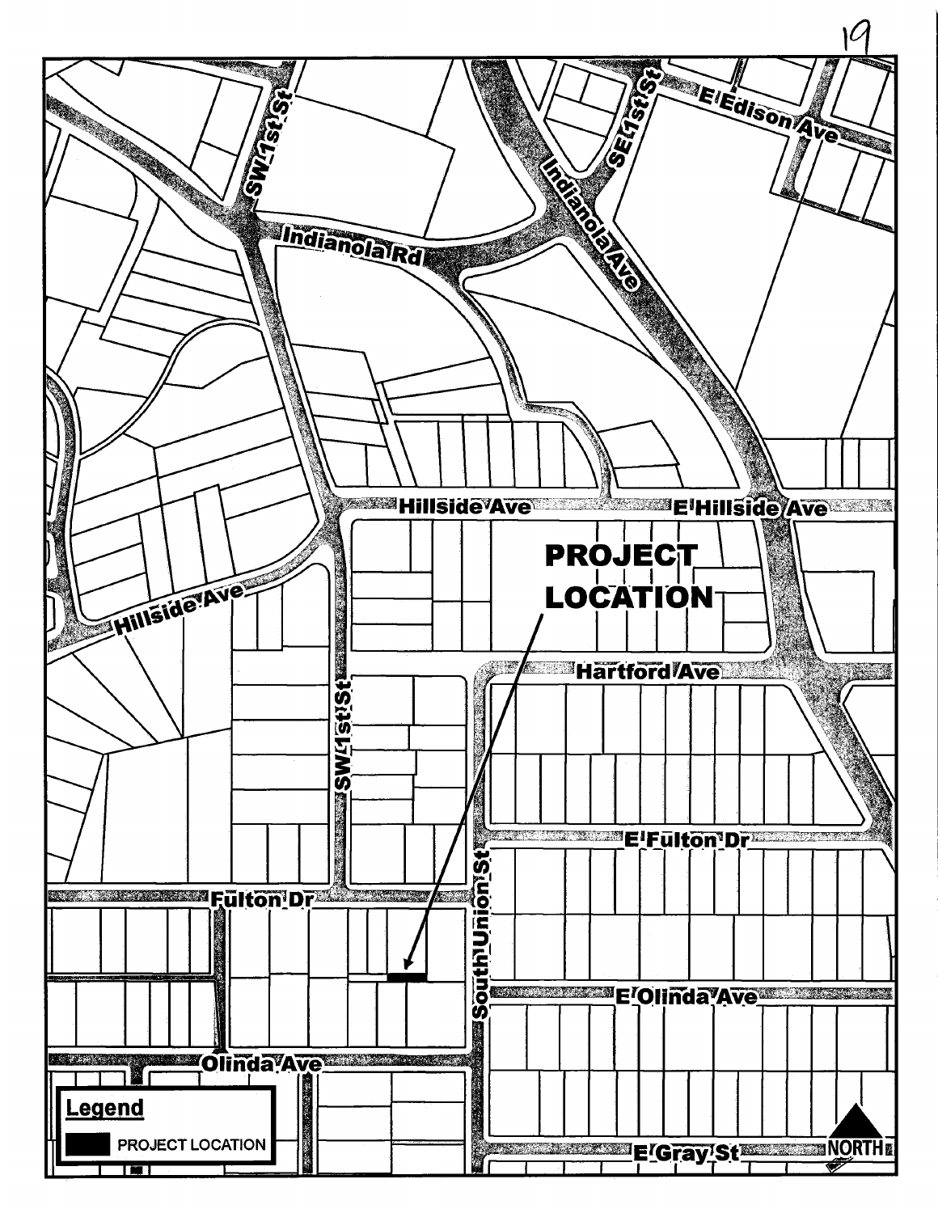19

PROJECT LOCATION

SW 1st St

SE 1st St

E Edison Ave

Indianola Ave

Indianola Rd

Hillside Ave

E Hillside Ave

Hillside Ave

Hartford Ave

SW 1st St

E Fulton Dr

Fulton Dr

South Union St

E Olinda Ave

Olinda Ave

E Gray St

NORTH

**Legend**

PROJECT LOCATION